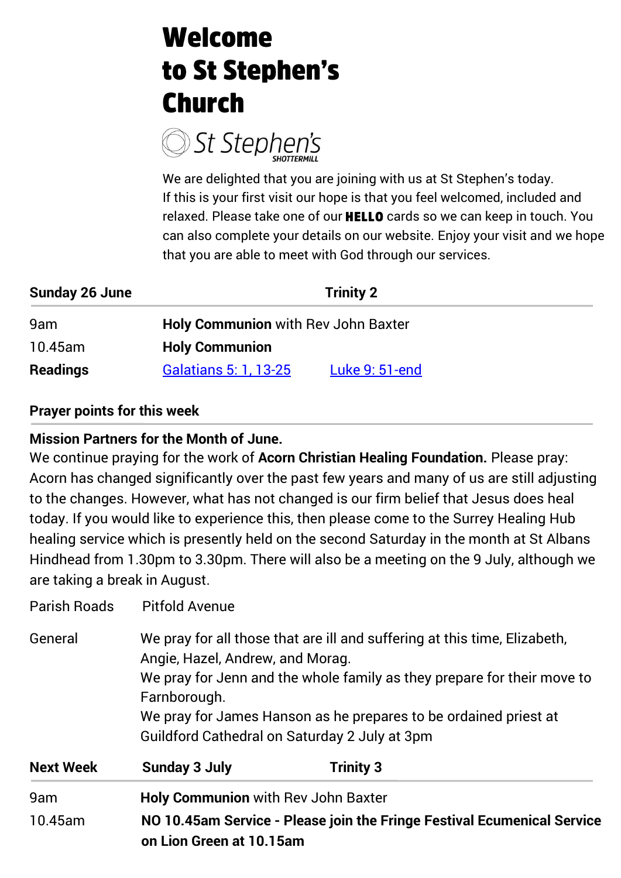# Welcome to St Stephen's Church

St Stephen's
SHOTTERMILL

We are delighted that you are joining with us at St Stephen's today. If this is your first visit our hope is that you feel welcomed, included and relaxed. Please take one of our **HELLO** cards so we can keep in touch. You can also complete your details on our website. Enjoy your visit and we hope that you are able to meet with God through our services.

| **Sunday 26 June** | **Trinity 2** | |
|---|---|---|
| 9am | **Holy Communion** with Rev John Baxter | |
| 10.45am | **Holy Communion** | |
| **Readings** | Galatians 5: 1, 13-25 | Luke 9: 51-end |

**Prayer points for this week**

**Mission Partners for the Month of June.**
We continue praying for the work of **Acorn Christian Healing Foundation.** Please pray: Acorn has changed significantly over the past few years and many of us are still adjusting to the changes. However, what has not changed is our firm belief that Jesus does heal today. If you would like to experience this, then please come to the Surrey Healing Hub healing service which is presently held on the second Saturday in the month at St Albans Hindhead from 1.30pm to 3.30pm. There will also be a meeting on the 9 July, although we are taking a break in August.

| | |
|---|---|
| Parish Roads | Pitfold Avenue |
| General | We pray for all those that are ill and suffering at this time, Elizabeth, Angie, Hazel, Andrew, and Morag.<br>We pray for Jenn and the whole family as they prepare for their move to Farnborough.<br>We pray for James Hanson as he prepares to be ordained priest at Guildford Cathedral on Saturday 2 July at 3pm |

| **Next Week** | **Sunday 3 July** | **Trinity 3** |
|---|---|---|
| 9am | **Holy Communion** with Rev John Baxter | |
| 10.45am | **NO 10.45am Service - Please join the Fringe Festival Ecumenical Service on Lion Green at 10.15am** | |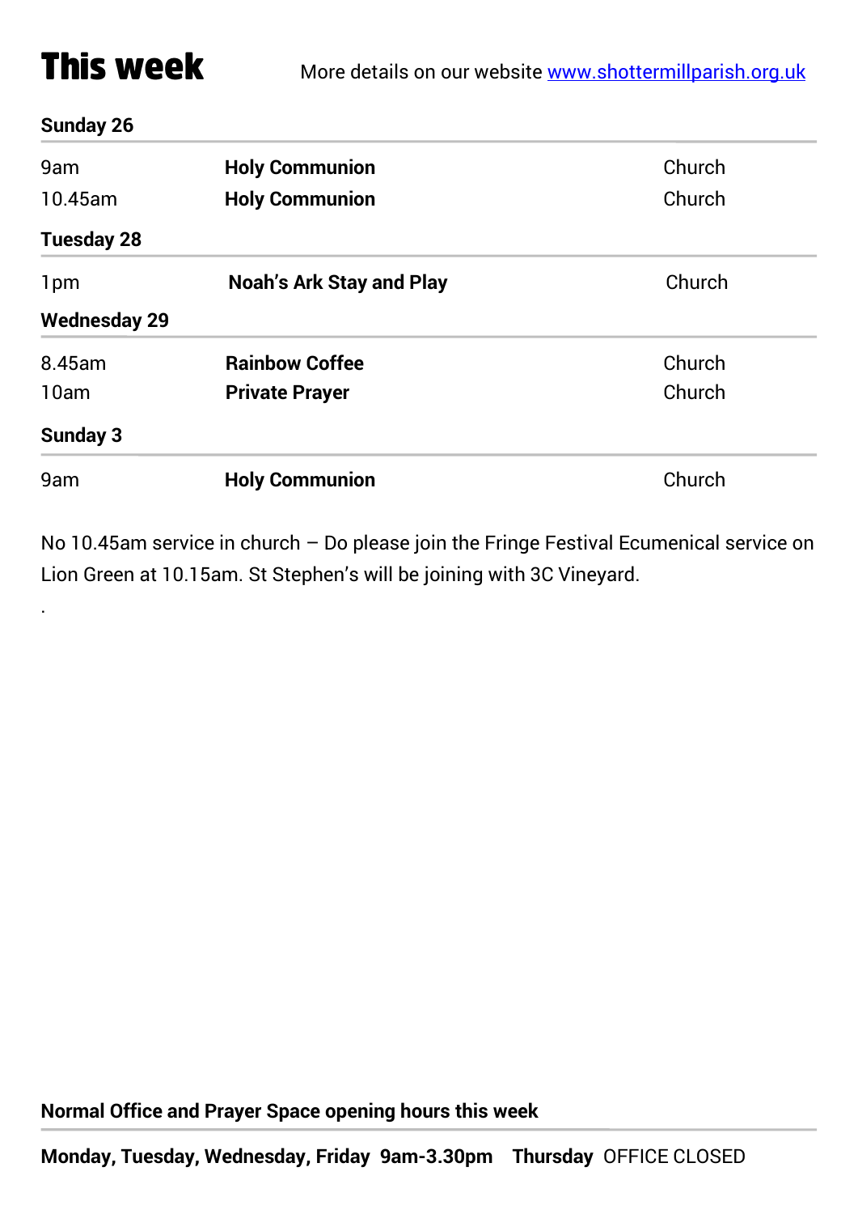# This week

More details on our website [www.shottermillparish.org.uk](http://www.shottermillparish.org.uk)

**Sunday 26**

| | | |
|---|---|---|
| 9am | **Holy Communion** | Church |
| 10.45am | **Holy Communion** | Church |

**Tuesday 28**

| | | |
|---|---|---|
| 1pm | **Noah's Ark Stay and Play** | Church |

**Wednesday 29**

| | | |
|---|---|---|
| 8.45am | **Rainbow Coffee** | Church |
| 10am | **Private Prayer** | Church |

**Sunday 3**

| | | |
|---|---|---|
| 9am | **Holy Communion** | Church |

No 10.45am service in church – Do please join the Fringe Festival Ecumenical service on Lion Green at 10.15am. St Stephen's will be joining with 3C Vineyard.

.

**Normal Office and Prayer Space opening hours this week**

**Monday, Tuesday, Wednesday, Friday 9am-3.30pm** **Thursday** OFFICE CLOSED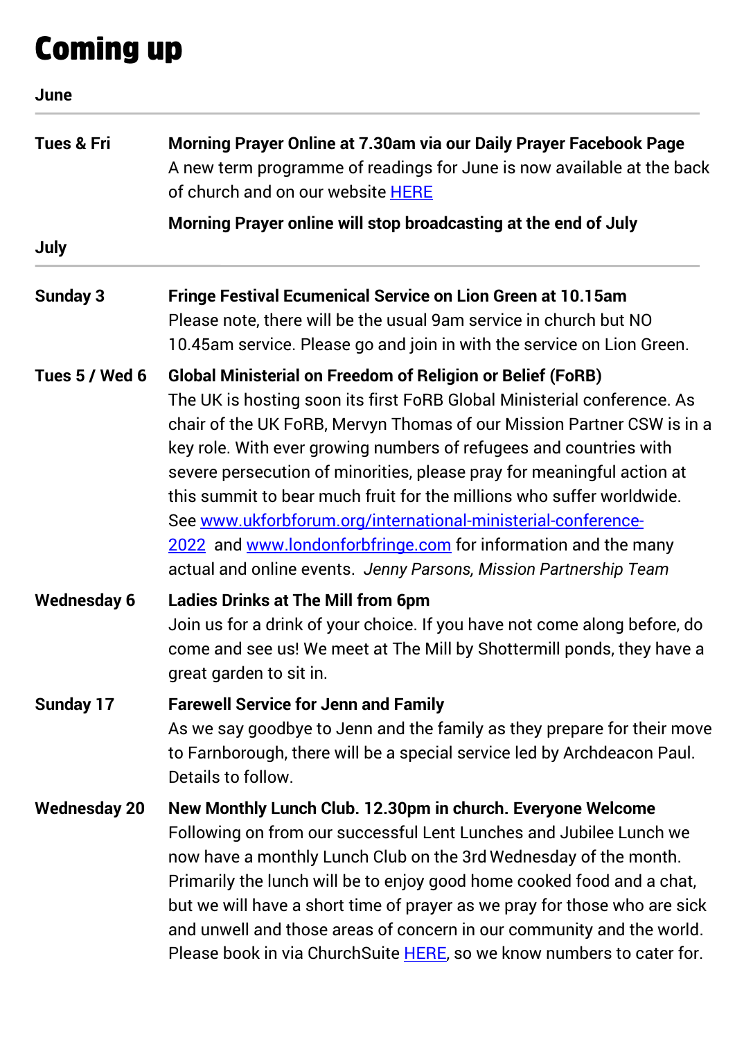# Coming up

## June

**Tues & Fri** — **Morning Prayer Online at 7.30am via our Daily Prayer Facebook Page**
A new term programme of readings for June is now available at the back of church and on our website [HERE]

**Morning Prayer online will stop broadcasting at the end of July**

## July

**Sunday 3** — **Fringe Festival Ecumenical Service on Lion Green at 10.15am**
Please note, there will be the usual 9am service in church but NO 10.45am service. Please go and join in with the service on Lion Green.

**Tues 5 / Wed 6** — **Global Ministerial on Freedom of Religion or Belief (FoRB)**
The UK is hosting soon its first FoRB Global Ministerial conference. As chair of the UK FoRB, Mervyn Thomas of our Mission Partner CSW is in a key role. With ever growing numbers of refugees and countries with severe persecution of minorities, please pray for meaningful action at this summit to bear much fruit for the millions who suffer worldwide. See www.ukforbforum.org/international-ministerial-conference-2022 and www.londonforbfringe.com for information and the many actual and online events. *Jenny Parsons, Mission Partnership Team*

**Wednesday 6** — **Ladies Drinks at The Mill from 6pm**
Join us for a drink of your choice. If you have not come along before, do come and see us! We meet at The Mill by Shottermill ponds, they have a great garden to sit in.

**Sunday 17** — **Farewell Service for Jenn and Family**
As we say goodbye to Jenn and the family as they prepare for their move to Farnborough, there will be a special service led by Archdeacon Paul. Details to follow.

**Wednesday 20** — **New Monthly Lunch Club. 12.30pm in church. Everyone Welcome**
Following on from our successful Lent Lunches and Jubilee Lunch we now have a monthly Lunch Club on the 3rd Wednesday of the month. Primarily the lunch will be to enjoy good home cooked food and a chat, but we will have a short time of prayer as we pray for those who are sick and unwell and those areas of concern in our community and the world. Please book in via ChurchSuite [HERE], so we know numbers to cater for.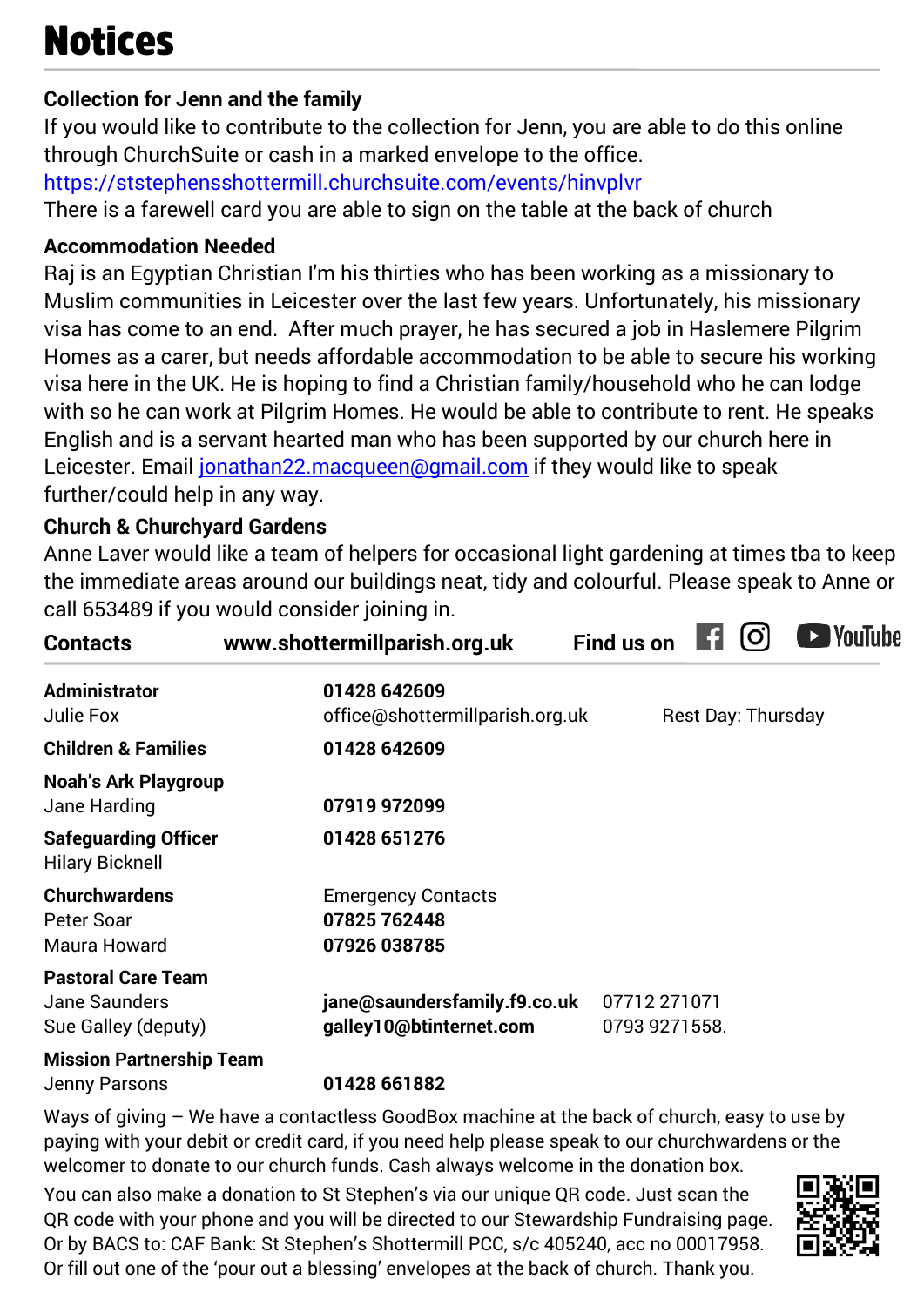# Notices

**Collection for Jenn and the family**

If you would like to contribute to the collection for Jenn, you are able to do this online through ChurchSuite or cash in a marked envelope to the office.
https://ststephensshottermill.churchsuite.com/events/hinvplvr
There is a farewell card you are able to sign on the table at the back of church

**Accommodation Needed**

Raj is an Egyptian Christian I'm his thirties who has been working as a missionary to Muslim communities in Leicester over the last few years. Unfortunately, his missionary visa has come to an end. After much prayer, he has secured a job in Haslemere Pilgrim Homes as a carer, but needs affordable accommodation to be able to secure his working visa here in the UK. He is hoping to find a Christian family/household who he can lodge with so he can work at Pilgrim Homes. He would be able to contribute to rent. He speaks English and is a servant hearted man who has been supported by our church here in Leicester. Email jonathan22.macqueen@gmail.com if they would like to speak further/could help in any way.

**Church & Churchyard Gardens**

Anne Laver would like a team of helpers for occasional light gardening at times tba to keep the immediate areas around our buildings neat, tidy and colourful. Please speak to Anne or call 653489 if you would consider joining in.

**Contacts** **www.shottermillparish.org.uk** **Find us on** Facebook Instagram YouTube

| | | |
|---|---|---|
| **Administrator**<br>Julie Fox | **01428 642609**<br>office@shottermillparish.org.uk | Rest Day: Thursday |
| **Children & Families** | **01428 642609** | |
| **Noah's Ark Playgroup**<br>Jane Harding | **07919 972099** | |
| **Safeguarding Officer**<br>Hilary Bicknell | **01428 651276** | |
| **Churchwardens** | Emergency Contacts | |
| Peter Soar | **07825 762448** | |
| Maura Howard | **07926 038785** | |
| **Pastoral Care Team** | | |
| Jane Saunders | **jane@saundersfamily.f9.co.uk** | 07712 271071 |
| Sue Galley (deputy) | **galley10@btinternet.com** | 0793 9271558. |
| **Mission Partnership Team**<br>Jenny Parsons | **01428 661882** | |

Ways of giving – We have a contactless GoodBox machine at the back of church, easy to use by paying with your debit or credit card, if you need help please speak to our churchwardens or the welcomer to donate to our church funds. Cash always welcome in the donation box.

You can also make a donation to St Stephen's via our unique QR code. Just scan the QR code with your phone and you will be directed to our Stewardship Fundraising page. Or by BACS to: CAF Bank: St Stephen's Shottermill PCC, s/c 405240, acc no 00017958. Or fill out one of the 'pour out a blessing' envelopes at the back of church. Thank you.